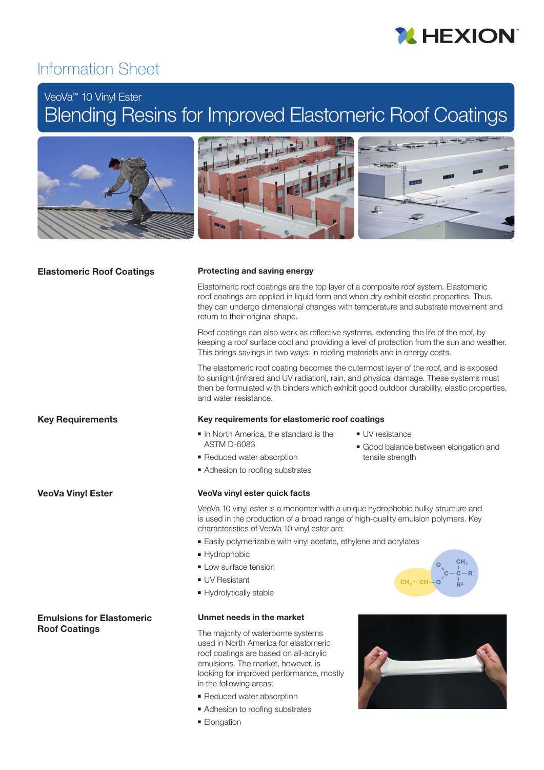# Information Sheet

## VeoVa™ 10 Vinyl Ester

# Blending Resins for Improved Elastomeric Roof Coatings

## Elastomeric Roof Coatings

### Protecting and saving energy

Elastomeric roof coatings are the top layer of a composite roof system. Elastomeric roof coatings are applied in liquid form and when dry exhibit elastic properties. Thus, they can undergo dimensional changes with temperature and substrate movement and return to their original shape.

Roof coatings can also work as reflective systems, extending the life of the roof, by keeping a roof surface cool and providing a level of protection from the sun and weather. This brings savings in two ways: in roofing materials and in energy costs.

The elastomeric roof coating becomes the outermost layer of the roof, and is exposed to sunlight (infrared and UV radiation), rain, and physical damage. These systems must then be formulated with binders which exhibit good outdoor durability, elastic properties, and water resistance.

## Key Requirements

### Key requirements for elastomeric roof coatings

- In North America, the standard is the ASTM D-6083
- Reduced water absorption
- Adhesion to roofing substrates
- UV resistance
- Good balance between elongation and tensile strength

## VeoVa Vinyl Ester

### VeoVa vinyl ester quick facts

VeoVa 10 vinyl ester is a monomer with a unique hydrophobic bulky structure and is used in the production of a broad range of high-quality emulsion polymers. Key characteristics of VeoVa 10 vinyl ester are:

- Easily polymerizable with vinyl acetate, ethylene and acrylates
- Hydrophobic
- Low surface tension
- UV Resistant
- Hydrolytically stable

## Emulsions for Elastomeric Roof Coatings

### Unmet needs in the market

The majority of waterborne systems used in North America for elastomeric roof coatings are based on all-acrylic emulsions. The market, however, is looking for improved performance, mostly in the following areas:

- Reduced water absorption
- Adhesion to roofing substrates
- Elongation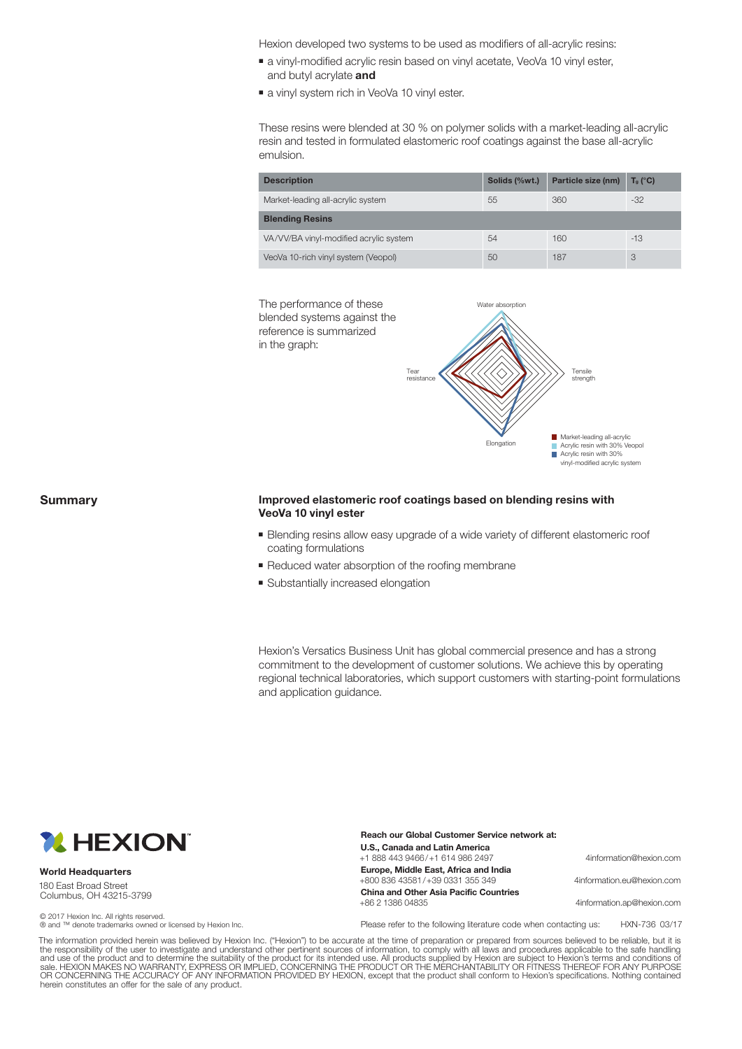Hexion developed two systems to be used as modifiers of all-acrylic resins:

- a vinyl-modified acrylic resin based on vinyl acetate, VeoVa 10 vinyl ester, and butyl acrylate **and**
- a vinyl system rich in VeoVa 10 vinyl ester.

These resins were blended at 30 % on polymer solids with a market-leading all-acrylic resin and tested in formulated elastomeric roof coatings against the base all-acrylic emulsion.

| Description | Solids (%wt.) | Particle size (nm) | $T_g$ (°C) |
|---|---|---|---|
| Market-leading all-acrylic system | 55 | 360 | -32 |
| **Blending Resins** | | | |
| VA/VV/BA vinyl-modified acrylic system | 54 | 160 | -13 |
| VeoVa 10-rich vinyl system (Veopol) | 50 | 187 | 3 |

The performance of these blended systems against the reference is summarized in the graph:

Water absorption

Tensile strength

Elongation

Tear resistance

Market-leading all-acrylic

Acrylic resin with 30% Veopol

Acrylic resin with 30% vinyl-modified acrylic system

## Summary

**Improved elastomeric roof coatings based on blending resins with VeoVa 10 vinyl ester**

- Blending resins allow easy upgrade of a wide variety of different elastomeric roof coating formulations
- Reduced water absorption of the roofing membrane
- Substantially increased elongation

Hexion's Versatics Business Unit has global commercial presence and has a strong commitment to the development of customer solutions. We achieve this by operating regional technical laboratories, which support customers with starting-point formulations and application guidance.

HEXION

**World Headquarters**
180 East Broad Street
Columbus, OH 43215-3799

© 2017 Hexion Inc. All rights reserved.
® and ™ denote trademarks owned or licensed by Hexion Inc.

**Reach our Global Customer Service network at:**

**U.S., Canada and Latin America**
+1 888 443 9466 / +1 614 986 2497 — 4information@hexion.com

**Europe, Middle East, Africa and India**
+800 836 43581 / +39 0331 355 349 — 4information.eu@hexion.com

**China and Other Asia Pacific Countries**
+86 2 1386 04835 — 4information.ap@hexion.com

Please refer to the following literature code when contacting us: HXN-736 03/17

The information provided herein was believed by Hexion Inc. ("Hexion") to be accurate at the time of preparation or prepared from sources believed to be reliable, but it is the responsibility of the user to investigate and understand other pertinent sources of information, to comply with all laws and procedures applicable to the safe handling and use of the product and to determine the suitability of the product for its intended use. All products supplied by Hexion are subject to Hexion's terms and conditions of sale. HEXION MAKES NO WARRANTY, EXPRESS OR IMPLIED, CONCERNING THE PRODUCT OR THE MERCHANTABILITY OR FITNESS THEREOF FOR ANY PURPOSE OR CONCERNING THE ACCURACY OF ANY INFORMATION PROVIDED BY HEXION, except that the product shall conform to Hexion's specifications. Nothing contained herein constitutes an offer for the sale of any product.